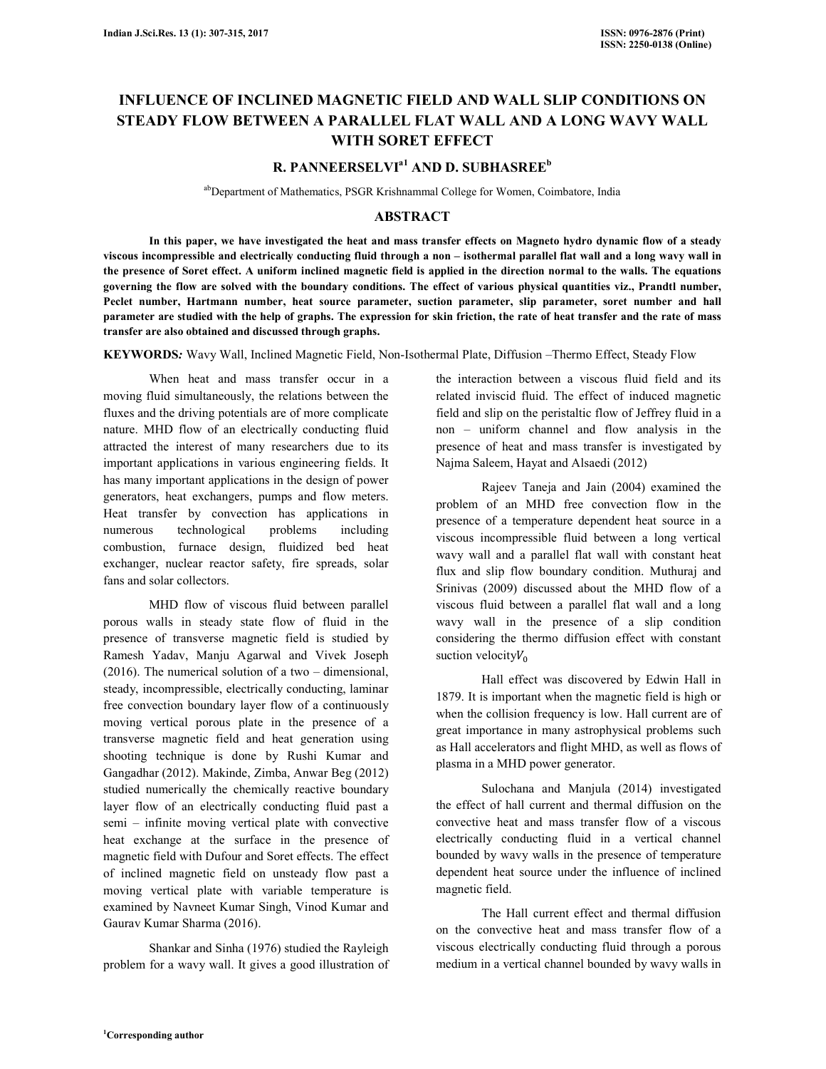# INFLUENCE OF INCLINED MAGNETIC FIELD AND WALL SLIP CONDITIONS ON STEADY FLOW BETWEEN A PARALLEL FLAT WALL AND A LONG WAVY WALL WITH SORET EFFECT

**R. PANNEERSELVI[a1] AND D. SUBHASREE[b]**

[ab]Department of Mathematics, PSGR Krishnammal College for Women, Coimbatore, India

## ABSTRACT

**In this paper, we have investigated the heat and mass transfer effects on Magneto hydro dynamic flow of a steady viscous incompressible and electrically conducting fluid through a non – isothermal parallel flat wall and a long wavy wall in the presence of Soret effect. A uniform inclined magnetic field is applied in the direction normal to the walls. The equations governing the flow are solved with the boundary conditions. The effect of various physical quantities viz., Prandtl number, Peclet number, Hartmann number, heat source parameter, suction parameter, slip parameter, soret number and hall parameter are studied with the help of graphs. The expression for skin friction, the rate of heat transfer and the rate of mass transfer are also obtained and discussed through graphs.**

**KEYWORDS*:*** Wavy Wall, Inclined Magnetic Field, Non-Isothermal Plate, Diffusion –Thermo Effect, Steady Flow

When heat and mass transfer occur in a moving fluid simultaneously, the relations between the fluxes and the driving potentials are of more complicate nature. MHD flow of an electrically conducting fluid attracted the interest of many researchers due to its important applications in various engineering fields. It has many important applications in the design of power generators, heat exchangers, pumps and flow meters. Heat transfer by convection has applications in numerous technological problems including combustion, furnace design, fluidized bed heat exchanger, nuclear reactor safety, fire spreads, solar fans and solar collectors.

MHD flow of viscous fluid between parallel porous walls in steady state flow of fluid in the presence of transverse magnetic field is studied by Ramesh Yadav, Manju Agarwal and Vivek Joseph (2016). The numerical solution of a two – dimensional, steady, incompressible, electrically conducting, laminar free convection boundary layer flow of a continuously moving vertical porous plate in the presence of a transverse magnetic field and heat generation using shooting technique is done by Rushi Kumar and Gangadhar (2012). Makinde, Zimba, Anwar Beg (2012) studied numerically the chemically reactive boundary layer flow of an electrically conducting fluid past a semi – infinite moving vertical plate with convective heat exchange at the surface in the presence of magnetic field with Dufour and Soret effects. The effect of inclined magnetic field on unsteady flow past a moving vertical plate with variable temperature is examined by Navneet Kumar Singh, Vinod Kumar and Gaurav Kumar Sharma (2016).

Shankar and Sinha (1976) studied the Rayleigh problem for a wavy wall. It gives a good illustration of the interaction between a viscous fluid field and its related inviscid fluid. The effect of induced magnetic field and slip on the peristaltic flow of Jeffrey fluid in a non – uniform channel and flow analysis in the presence of heat and mass transfer is investigated by Najma Saleem, Hayat and Alsaedi (2012)

Rajeev Taneja and Jain (2004) examined the problem of an MHD free convection flow in the presence of a temperature dependent heat source in a viscous incompressible fluid between a long vertical wavy wall and a parallel flat wall with constant heat flux and slip flow boundary condition. Muthuraj and Srinivas (2009) discussed about the MHD flow of a viscous fluid between a parallel flat wall and a long wavy wall in the presence of a slip condition considering the thermo diffusion effect with constant suction velocity $V_0$

Hall effect was discovered by Edwin Hall in 1879. It is important when the magnetic field is high or when the collision frequency is low. Hall current are of great importance in many astrophysical problems such as Hall accelerators and flight MHD, as well as flows of plasma in a MHD power generator.

Sulochana and Manjula (2014) investigated the effect of hall current and thermal diffusion on the convective heat and mass transfer flow of a viscous electrically conducting fluid in a vertical channel bounded by wavy walls in the presence of temperature dependent heat source under the influence of inclined magnetic field.

The Hall current effect and thermal diffusion on the convective heat and mass transfer flow of a viscous electrically conducting fluid through a porous medium in a vertical channel bounded by wavy walls in

[1]Corresponding author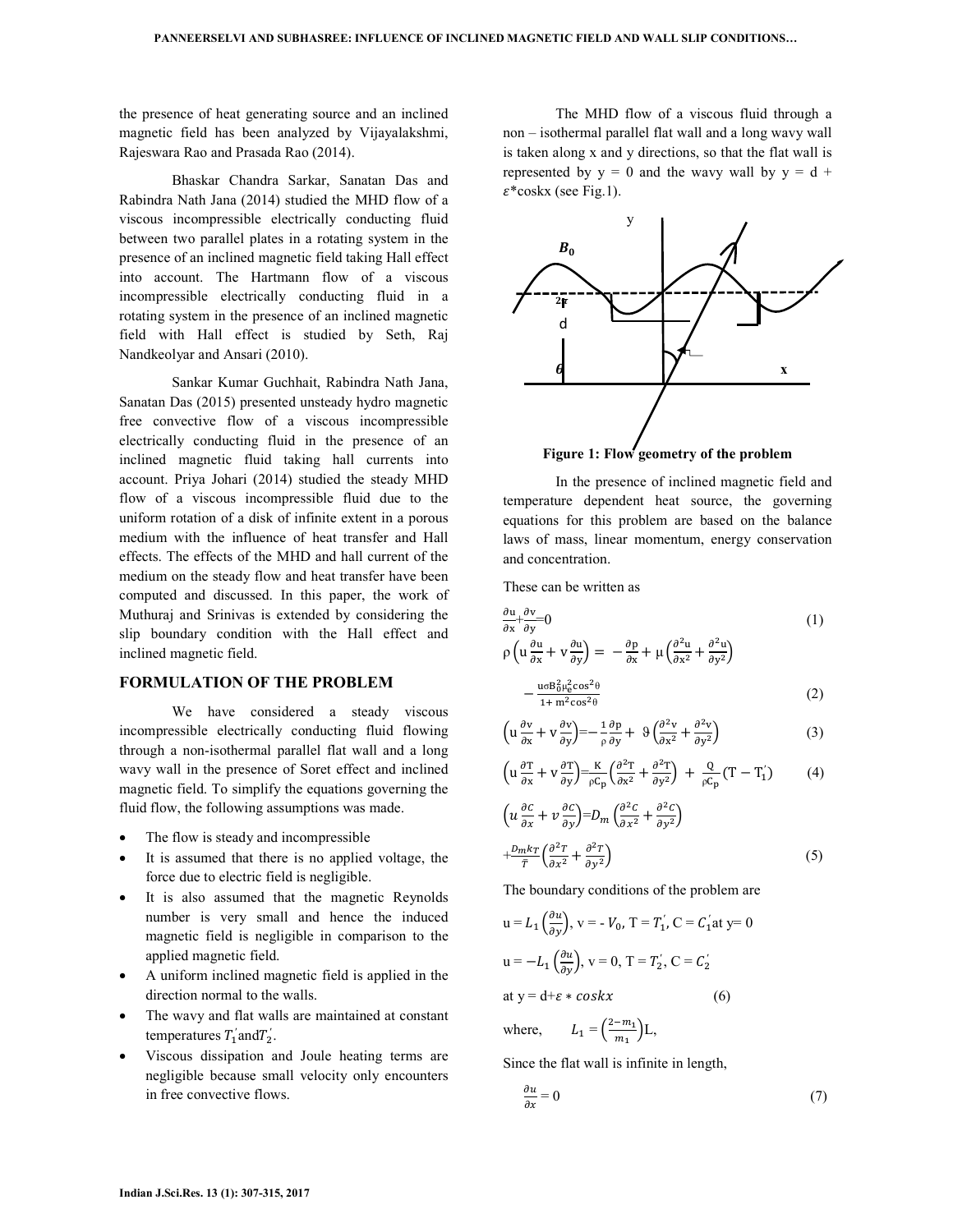the presence of heat generating source and an inclined magnetic field has been analyzed by Vijayalakshmi, Rajeswara Rao and Prasada Rao (2014).

Bhaskar Chandra Sarkar, Sanatan Das and Rabindra Nath Jana (2014) studied the MHD flow of a viscous incompressible electrically conducting fluid between two parallel plates in a rotating system in the presence of an inclined magnetic field taking Hall effect into account. The Hartmann flow of a viscous incompressible electrically conducting fluid in a rotating system in the presence of an inclined magnetic field with Hall effect is studied by Seth, Raj Nandkeolyar and Ansari (2010).

Sankar Kumar Guchhait, Rabindra Nath Jana, Sanatan Das (2015) presented unsteady hydro magnetic free convective flow of a viscous incompressible electrically conducting fluid in the presence of an inclined magnetic fluid taking hall currents into account. Priya Johari (2014) studied the steady MHD flow of a viscous incompressible fluid due to the uniform rotation of a disk of infinite extent in a porous medium with the influence of heat transfer and Hall effects. The effects of the MHD and hall current of the medium on the steady flow and heat transfer have been computed and discussed. In this paper, the work of Muthuraj and Srinivas is extended by considering the slip boundary condition with the Hall effect and inclined magnetic field.

## FORMULATION OF THE PROBLEM

We have considered a steady viscous incompressible electrically conducting fluid flowing through a non-isothermal parallel flat wall and a long wavy wall in the presence of Soret effect and inclined magnetic field. To simplify the equations governing the fluid flow, the following assumptions was made.

- The flow is steady and incompressible
- It is assumed that there is no applied voltage, the force due to electric field is negligible.
- It is also assumed that the magnetic Reynolds number is very small and hence the induced magnetic field is negligible in comparison to the applied magnetic field.
- A uniform inclined magnetic field is applied in the direction normal to the walls.
- The wavy and flat walls are maintained at constant temperatures $T_1^{'}$ and $T_2^{'}$.
- Viscous dissipation and Joule heating terms are negligible because small velocity only encounters in free convective flows.

The MHD flow of a viscous fluid through a non – isothermal parallel flat wall and a long wavy wall is taken along x and y directions, so that the flat wall is represented by y = 0 and the wavy wall by y = d + $\varepsilon$*coskx (see Fig.1).

**Figure 1: Flow geometry of the problem**

In the presence of inclined magnetic field and temperature dependent heat source, the governing equations for this problem are based on the balance laws of mass, linear momentum, energy conservation and concentration.

These can be written as

$$\frac{\partial u}{\partial x}+\frac{\partial v}{\partial y}=0 \tag{1}$$

$$\rho\left(u\frac{\partial u}{\partial x}+v\frac{\partial u}{\partial y}\right)=-\frac{\partial p}{\partial x}+\mu\left(\frac{\partial^2 u}{\partial x^2}+\frac{\partial^2 u}{\partial y^2}\right)-\frac{u\sigma B_0^2\mu_e^2\cos^2\theta}{1+m^2\cos^2\theta} \tag{2}$$

$$\left(u\frac{\partial v}{\partial x}+v\frac{\partial v}{\partial y}\right)=-\frac{1}{\rho}\frac{\partial p}{\partial y}+\vartheta\left(\frac{\partial^2 v}{\partial x^2}+\frac{\partial^2 v}{\partial y^2}\right) \tag{3}$$

$$\left(u\frac{\partial T}{\partial x}+v\frac{\partial T}{\partial y}\right)=\frac{K}{\rho C_p}\left(\frac{\partial^2 T}{\partial x^2}+\frac{\partial^2 T}{\partial y^2}\right)+\frac{Q}{\rho C_p}(T-T_1^{'}) \tag{4}$$

$$\left(u\frac{\partial C}{\partial x}+v\frac{\partial C}{\partial y}\right)=D_m\left(\frac{\partial^2 C}{\partial x^2}+\frac{\partial^2 C}{\partial y^2}\right)+\frac{D_m k_T}{\bar{T}}\left(\frac{\partial^2 T}{\partial x^2}+\frac{\partial^2 T}{\partial y^2}\right) \tag{5}$$

The boundary conditions of the problem are

$u = L_1\left(\frac{\partial u}{\partial y}\right)$, v = - $V_0$, T = $T_1^{'}$, C = $C_1^{'}$ at y= 0

$u = -L_1\left(\frac{\partial u}{\partial y}\right)$, v = 0, T = $T_2^{'}$, C = $C_2^{'}$

at y = d+$\varepsilon * coskx$ (6)

where, $L_1 = \left(\frac{2-m_1}{m_1}\right)$L,

Since the flat wall is infinite in length,

$$\frac{\partial u}{\partial x} = 0 \tag{7}$$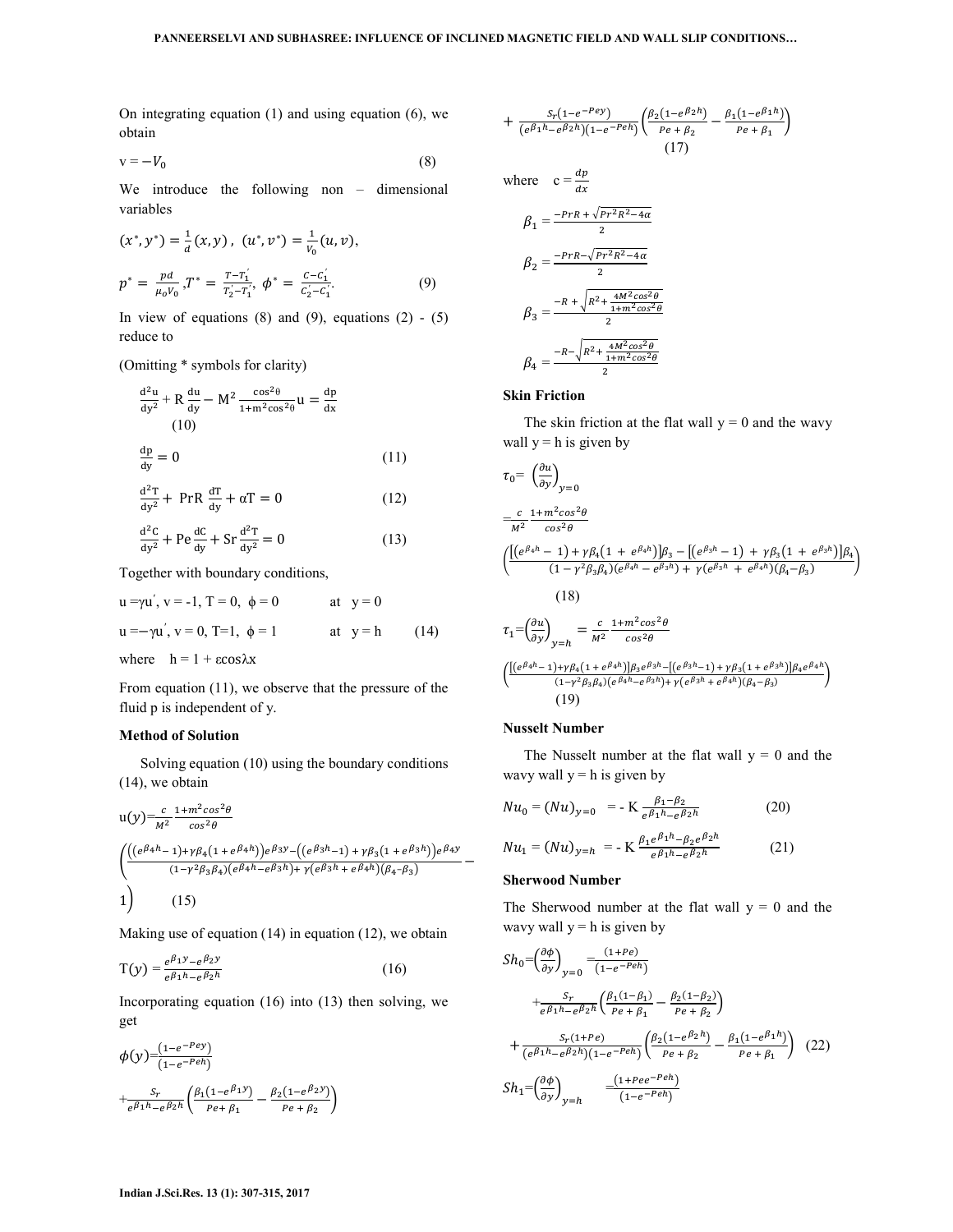On integrating equation (1) and using equation (6), we obtain

$$v = -V_0 \tag{8}$$

We introduce the following non – dimensional variables

$$(x^*, y^*) = \frac{1}{d}(x, y)\ ,\ (u^*, v^*) = \frac{1}{V_0}(u, v),$$

$$p^* = \frac{pd}{\mu_o V_0}\ , T^* = \frac{T - T_1'}{T_2' - T_1'},\ \phi^* = \frac{C - C_1'}{C_2' - C_1'}. \tag{9}$$

In view of equations (8) and (9), equations (2) - (5) reduce to

(Omitting * symbols for clarity)

$$\frac{d^2u}{dy^2} + R\frac{du}{dy} - M^2\frac{\cos^2\theta}{1+m^2\cos^2\theta}u = \frac{dp}{dx} \tag{10}$$

$$\frac{dp}{dy} = 0 \tag{11}$$

$$\frac{d^2T}{dy^2} + PrR\frac{dT}{dy} + \alpha T = 0 \tag{12}$$

$$\frac{d^2C}{dy^2} + Pe\frac{dC}{dy} + Sr\frac{d^2T}{dy^2} = 0 \tag{13}$$

Together with boundary conditions,

$u = \gamma u'$, $v = -1$, $T = 0$, $\phi = 0$ at $y = 0$

$u = -\gamma u'$, $v = 0$, $T = 1$, $\phi = 1$ at $y = h$ (14)

where $h = 1 + \varepsilon\cos\lambda x$

From equation (11), we observe that the pressure of the fluid p is independent of y.

### Method of Solution

Solving equation (10) using the boundary conditions (14), we obtain

$$u(y) = \frac{c}{M^2}\frac{1+m^2\cos^2\theta}{\cos^2\theta}\left(\frac{\left((e^{\beta_4 h}-1)+\gamma\beta_4(1+e^{\beta_4 h})\right)e^{\beta_3 y}-\left((e^{\beta_3 h}-1)+\gamma\beta_3(1+e^{\beta_3 h})\right)e^{\beta_4 y}}{(1-\gamma^2\beta_3\beta_4)(e^{\beta_4 h}-e^{\beta_3 h})+\gamma(e^{\beta_3 h}+e^{\beta_4 h})(\beta_4-\beta_3)} - 1\right) \tag{15}$$

Making use of equation (14) in equation (12), we obtain

$$T(y) = \frac{e^{\beta_1 y} - e^{\beta_2 y}}{e^{\beta_1 h} - e^{\beta_2 h}} \tag{16}$$

Incorporating equation (16) into (13) then solving, we get

$$\phi(y) = \frac{(1-e^{-Pey})}{(1-e^{-Peh})} + \frac{S_r}{e^{\beta_1 h} - e^{\beta_2 h}}\left(\frac{\beta_1(1-e^{\beta_1 y})}{Pe+\beta_1} - \frac{\beta_2(1-e^{\beta_2 y})}{Pe+\beta_2}\right) + \frac{S_r(1-e^{-Pey})}{(e^{\beta_1 h}-e^{\beta_2 h})(1-e^{-Peh})}\left(\frac{\beta_2(1-e^{\beta_2 h})}{Pe+\beta_2} - \frac{\beta_1(1-e^{\beta_1 h})}{Pe+\beta_1}\right) \tag{17}$$

where $c = \frac{dp}{dx}$

$$\beta_1 = \frac{-PrR + \sqrt{Pr^2R^2 - 4\alpha}}{2}$$

$$\beta_2 = \frac{-PrR - \sqrt{Pr^2R^2 - 4\alpha}}{2}$$

$$\beta_3 = \frac{-R + \sqrt{R^2 + \frac{4M^2\cos^2\theta}{1+m^2\cos^2\theta}}}{2}$$

$$\beta_4 = \frac{-R - \sqrt{R^2 + \frac{4M^2\cos^2\theta}{1+m^2\cos^2\theta}}}{2}$$

### Skin Friction

The skin friction at the flat wall y = 0 and the wavy wall y = h is given by

$$\tau_0 = \left(\frac{\partial u}{\partial y}\right)_{y=0} = \frac{c}{M^2}\frac{1+m^2\cos^2\theta}{\cos^2\theta}\left(\frac{[(e^{\beta_4 h}-1)+\gamma\beta_4(1+e^{\beta_4 h})]\beta_3 - [(e^{\beta_3 h}-1)+\gamma\beta_3(1+e^{\beta_3 h})]\beta_4}{(1-\gamma^2\beta_3\beta_4)(e^{\beta_4 h}-e^{\beta_3 h})+\gamma(e^{\beta_3 h}+e^{\beta_4 h})(\beta_4-\beta_3)}\right) \tag{18}$$

$$\tau_1 = \left(\frac{\partial u}{\partial y}\right)_{y=h} = \frac{c}{M^2}\frac{1+m^2\cos^2\theta}{\cos^2\theta}\left(\frac{[(e^{\beta_4 h}-1)+\gamma\beta_4(1+e^{\beta_4 h})]\beta_3 e^{\beta_3 h} - [(e^{\beta_3 h}-1)+\gamma\beta_3(1+e^{\beta_3 h})]\beta_4 e^{\beta_4 h}}{(1-\gamma^2\beta_3\beta_4)(e^{\beta_4 h}-e^{\beta_3 h})+\gamma(e^{\beta_3 h}+e^{\beta_4 h})(\beta_4-\beta_3)}\right) \tag{19}$$

### Nusselt Number

The Nusselt number at the flat wall y = 0 and the wavy wall y = h is given by

$$Nu_0 = (Nu)_{y=0} = -K\frac{\beta_1 - \beta_2}{e^{\beta_1 h} - e^{\beta_2 h}} \tag{20}$$

$$Nu_1 = (Nu)_{y=h} = -K\frac{\beta_1 e^{\beta_1 h} - \beta_2 e^{\beta_2 h}}{e^{\beta_1 h} - e^{\beta_2 h}} \tag{21}$$

### Sherwood Number

The Sherwood number at the flat wall y = 0 and the wavy wall y = h is given by

$$Sh_0 = \left(\frac{\partial \phi}{\partial y}\right)_{y=0} = \frac{(1+Pe)}{(1-e^{-Peh})} + \frac{S_r}{e^{\beta_1 h} - e^{\beta_2 h}}\left(\frac{\beta_1(1-\beta_1)}{Pe+\beta_1} - \frac{\beta_2(1-\beta_2)}{Pe+\beta_2}\right) + \frac{S_r(1+Pe)}{(e^{\beta_1 h}-e^{\beta_2 h})(1-e^{-Peh})}\left(\frac{\beta_2(1-e^{\beta_2 h})}{Pe+\beta_2} - \frac{\beta_1(1-e^{\beta_1 h})}{Pe+\beta_1}\right) \tag{22}$$

$$Sh_1 = \left(\frac{\partial \phi}{\partial y}\right)_{y=h} = \frac{(1+Pee^{-Peh})}{(1-e^{-Peh})}$$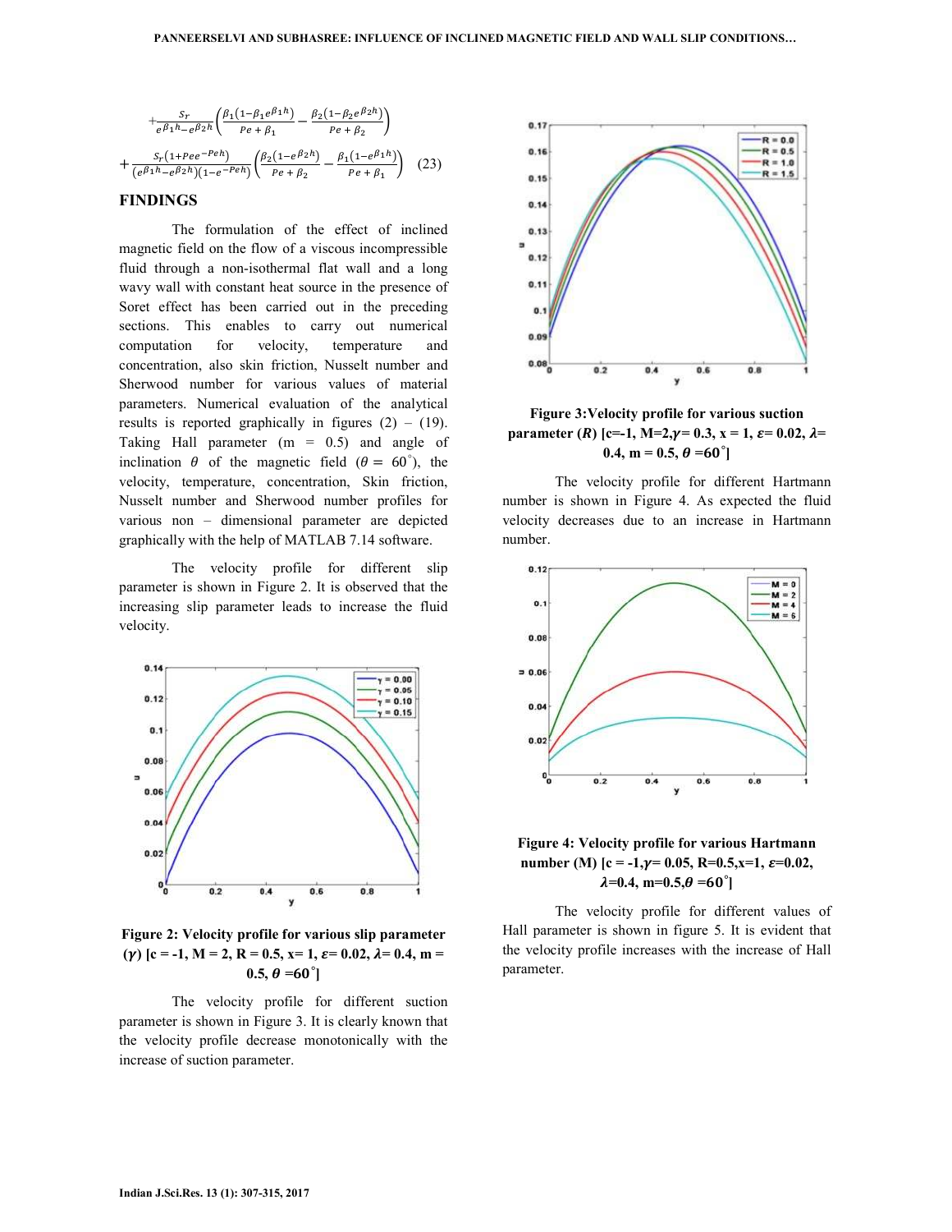$$+\frac{S_r}{e^{\beta_1 h}-e^{\beta_2 h}}\left(\frac{\beta_1(1-\beta_1 e^{\beta_1 h})}{Pe+\beta_1}-\frac{\beta_2(1-\beta_2 e^{\beta_2 h})}{Pe+\beta_2}\right)$$

$$+\frac{S_r(1+Pee^{-Peh})}{(e^{\beta_1 h}-e^{\beta_2 h})(1-e^{-Peh})}\left(\frac{\beta_2(1-e^{\beta_2 h})}{Pe+\beta_2}-\frac{\beta_1(1-e^{\beta_1 h})}{Pe+\beta_1}\right) \quad (23)$$

## FINDINGS

The formulation of the effect of inclined magnetic field on the flow of a viscous incompressible fluid through a non-isothermal flat wall and a long wavy wall with constant heat source in the presence of Soret effect has been carried out in the preceding sections. This enables to carry out numerical computation for velocity, temperature and concentration, also skin friction, Nusselt number and Sherwood number for various values of material parameters. Numerical evaluation of the analytical results is reported graphically in figures (2) – (19). Taking Hall parameter (m = 0.5) and angle of inclination $\theta$ of the magnetic field ($\theta = 60^{\circ}$), the velocity, temperature, concentration, Skin friction, Nusselt number and Sherwood number profiles for various non – dimensional parameter are depicted graphically with the help of MATLAB 7.14 software.

The velocity profile for different slip parameter is shown in Figure 2. It is observed that the increasing slip parameter leads to increase the fluid velocity.

**Figure 2: Velocity profile for various slip parameter ($\gamma$) [c = -1, M = 2, R = 0.5, x= 1, $\varepsilon$= 0.02, $\lambda$= 0.4, m = 0.5, $\theta$ =60°]**

The velocity profile for different suction parameter is shown in Figure 3. It is clearly known that the velocity profile decrease monotonically with the increase of suction parameter.

**Figure 3: Velocity profile for various suction parameter ($R$) [c=-1, M=2,$\gamma$= 0.3, x = 1, $\varepsilon$= 0.02, $\lambda$= 0.4, m = 0.5, $\theta$ =60°]**

The velocity profile for different Hartmann number is shown in Figure 4. As expected the fluid velocity decreases due to an increase in Hartmann number.

**Figure 4: Velocity profile for various Hartmann number (M) [c = -1,$\gamma$= 0.05, R=0.5,x=1, $\varepsilon$=0.02, $\lambda$=0.4, m=0.5,$\theta$ =60°]**

The velocity profile for different values of Hall parameter is shown in figure 5. It is evident that the velocity profile increases with the increase of Hall parameter.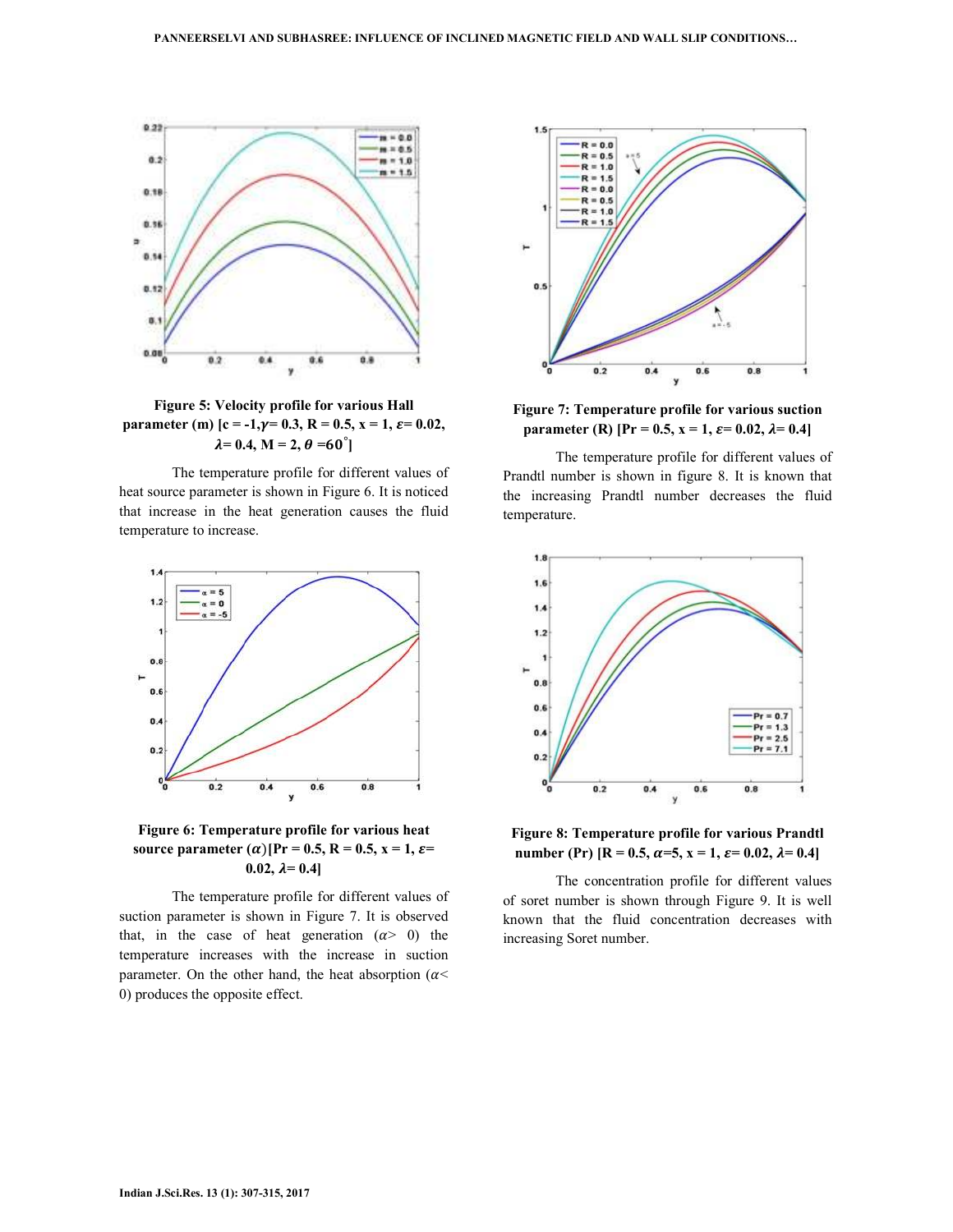**Figure 5: Velocity profile for various Hall parameter (m) [c = -1, $\gamma$= 0.3, R = 0.5, x = 1, $\varepsilon$= 0.02, $\lambda$= 0.4, M = 2, $\theta$ =60°]**

The temperature profile for different values of heat source parameter is shown in Figure 6. It is noticed that increase in the heat generation causes the fluid temperature to increase.

**Figure 6: Temperature profile for various heat source parameter ($\alpha$)[Pr = 0.5, R = 0.5, x = 1, $\varepsilon$= 0.02, $\lambda$= 0.4]**

The temperature profile for different values of suction parameter is shown in Figure 7. It is observed that, in the case of heat generation ($\alpha$> 0) the temperature increases with the increase in suction parameter. On the other hand, the heat absorption ($\alpha$< 0) produces the opposite effect.

**Figure 7: Temperature profile for various suction parameter (R) [Pr = 0.5, x = 1, $\varepsilon$= 0.02, $\lambda$= 0.4]**

The temperature profile for different values of Prandtl number is shown in figure 8. It is known that the increasing Prandtl number decreases the fluid temperature.

**Figure 8: Temperature profile for various Prandtl number (Pr) [R = 0.5, $\alpha$=5, x = 1, $\varepsilon$= 0.02, $\lambda$= 0.4]**

The concentration profile for different values of soret number is shown through Figure 9. It is well known that the fluid concentration decreases with increasing Soret number.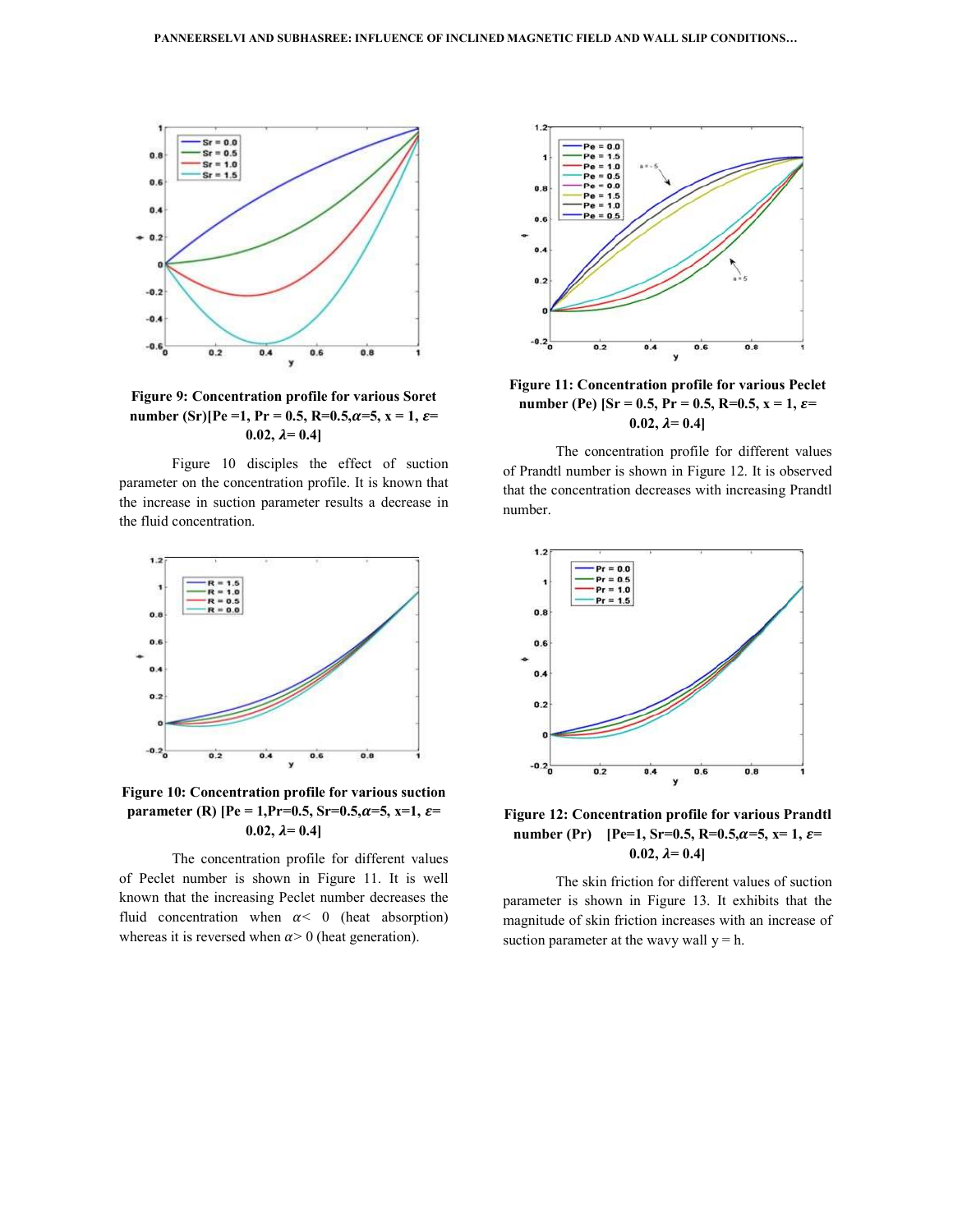**Figure 9: Concentration profile for various Soret number (Sr)[Pe =1, Pr = 0.5, R=0.5,$\alpha$=5, x = 1, $\varepsilon$= 0.02, $\lambda$= 0.4]**

Figure 10 disciples the effect of suction parameter on the concentration profile. It is known that the increase in suction parameter results a decrease in the fluid concentration.

**Figure 10: Concentration profile for various suction parameter (R) [Pe = 1,Pr=0.5, Sr=0.5,$\alpha$=5, x=1, $\varepsilon$= 0.02, $\lambda$= 0.4]**

The concentration profile for different values of Peclet number is shown in Figure 11. It is well known that the increasing Peclet number decreases the fluid concentration when $\alpha < 0$ (heat absorption) whereas it is reversed when $\alpha > 0$ (heat generation).

**Figure 11: Concentration profile for various Peclet number (Pe) [Sr = 0.5, Pr = 0.5, R=0.5, x = 1, $\varepsilon$= 0.02, $\lambda$= 0.4]**

The concentration profile for different values of Prandtl number is shown in Figure 12. It is observed that the concentration decreases with increasing Prandtl number.

**Figure 12: Concentration profile for various Prandtl number (Pr) [Pe=1, Sr=0.5, R=0.5,$\alpha$=5, x= 1, $\varepsilon$= 0.02, $\lambda$= 0.4]**

The skin friction for different values of suction parameter is shown in Figure 13. It exhibits that the magnitude of skin friction increases with an increase of suction parameter at the wavy wall y = h.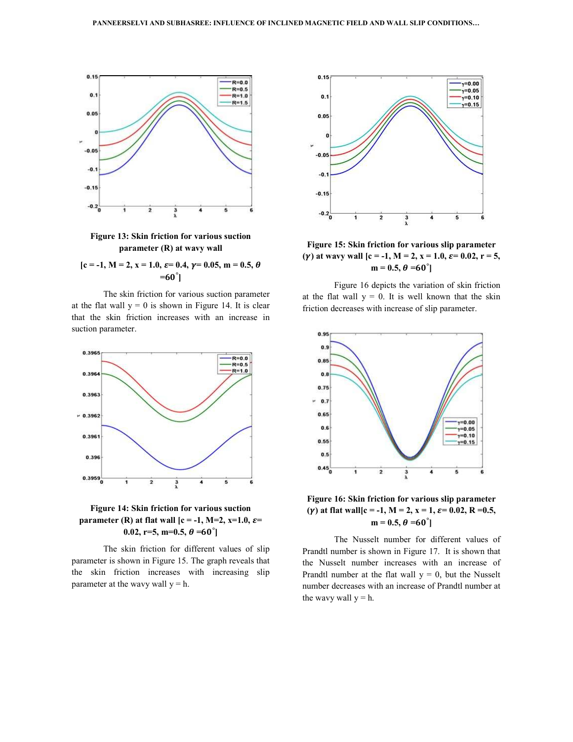Figure 13: Skin friction for various suction parameter (R) at wavy wall

[c = -1, M = 2, x = 1.0, $\varepsilon$= 0.4, $\gamma$= 0.05, m = 0.5, $\theta$ =60$^\circ$]

The skin friction for various suction parameter at the flat wall y = 0 is shown in Figure 14. It is clear that the skin friction increases with an increase in suction parameter.

Figure 14: Skin friction for various suction parameter (R) at flat wall [c = -1, M=2, x=1.0, $\varepsilon$= 0.02, r=5, m=0.5, $\theta$ =60$^\circ$]

The skin friction for different values of slip parameter is shown in Figure 15. The graph reveals that the skin friction increases with increasing slip parameter at the wavy wall y = h.

Figure 15: Skin friction for various slip parameter ($\gamma$) at wavy wall [c = -1, M = 2, x = 1.0, $\varepsilon$= 0.02, r = 5, m = 0.5, $\theta$ =60$^\circ$]

Figure 16 depicts the variation of skin friction at the flat wall y = 0. It is well known that the skin friction decreases with increase of slip parameter.

Figure 16: Skin friction for various slip parameter ($\gamma$) at flat wall[c = -1, M = 2, x = 1, $\varepsilon$= 0.02, R =0.5, m = 0.5, $\theta$ =60$^\circ$]

The Nusselt number for different values of Prandtl number is shown in Figure 17. It is shown that the Nusselt number increases with an increase of Prandtl number at the flat wall y = 0, but the Nusselt number decreases with an increase of Prandtl number at the wavy wall y = h.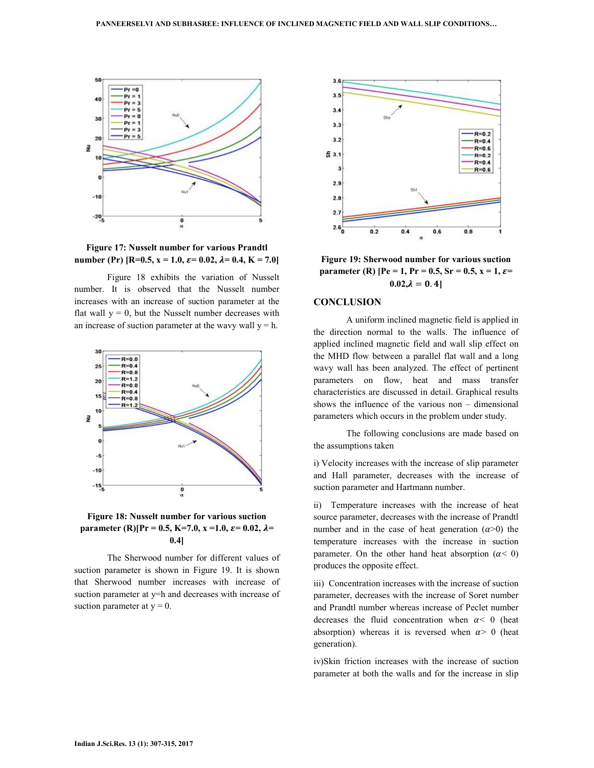**Figure 17: Nusselt number for various Prandtl number (Pr) [R=0.5, x = 1.0, $\varepsilon$= 0.02, $\lambda$= 0.4, K = 7.0]**

Figure 18 exhibits the variation of Nusselt number. It is observed that the Nusselt number increases with an increase of suction parameter at the flat wall y = 0, but the Nusselt number decreases with an increase of suction parameter at the wavy wall y = h.

**Figure 18: Nusselt number for various suction parameter (R)[Pr = 0.5, K=7.0, x =1.0, $\varepsilon$= 0.02, $\lambda$= 0.4]**

The Sherwood number for different values of suction parameter is shown in Figure 19. It is shown that Sherwood number increases with increase of suction parameter at y=h and decreases with increase of suction parameter at y = 0.

**Figure 19: Sherwood number for various suction parameter (R) [Pe = 1, Pr = 0.5, Sr = 0.5, x = 1, $\varepsilon$= 0.02,$\lambda = 0.4$]**

## CONCLUSION

A uniform inclined magnetic field is applied in the direction normal to the walls. The influence of applied inclined magnetic field and wall slip effect on the MHD flow between a parallel flat wall and a long wavy wall has been analyzed. The effect of pertinent parameters on flow, heat and mass transfer characteristics are discussed in detail. Graphical results shows the influence of the various non – dimensional parameters which occurs in the problem under study.

The following conclusions are made based on the assumptions taken

i) Velocity increases with the increase of slip parameter and Hall parameter, decreases with the increase of suction parameter and Hartmann number.

ii) Temperature increases with the increase of heat source parameter, decreases with the increase of Prandtl number and in the case of heat generation ($\alpha$>0) the temperature increases with the increase in suction parameter. On the other hand heat absorption ($\alpha$< 0) produces the opposite effect.

iii) Concentration increases with the increase of suction parameter, decreases with the increase of Soret number and Prandtl number whereas increase of Peclet number decreases the fluid concentration when $\alpha$< 0 (heat absorption) whereas it is reversed when $\alpha$> 0 (heat generation).

iv)Skin friction increases with the increase of suction parameter at both the walls and for the increase in slip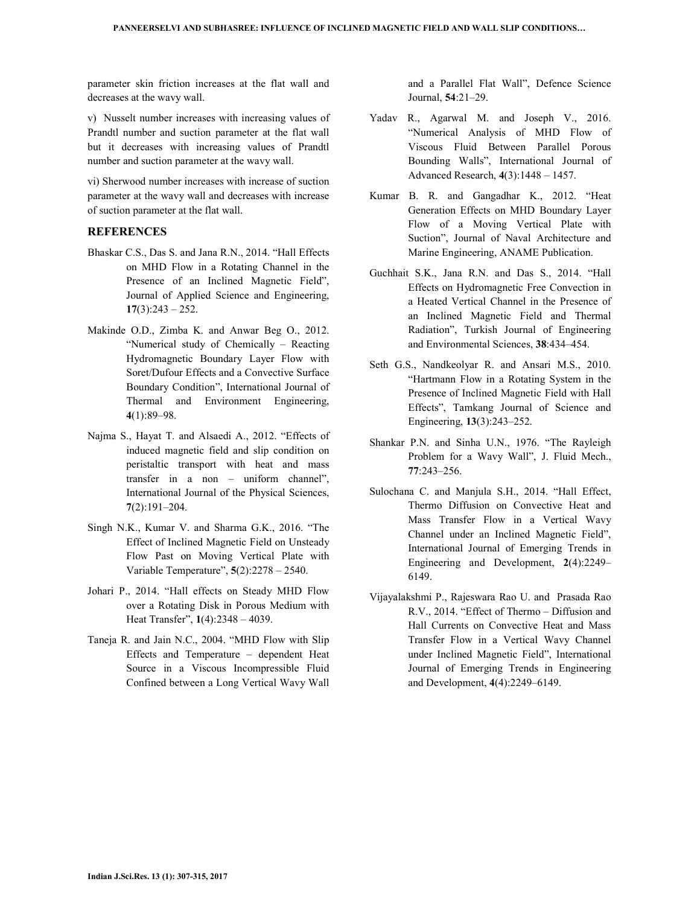parameter skin friction increases at the flat wall and decreases at the wavy wall.

v) Nusselt number increases with increasing values of Prandtl number and suction parameter at the flat wall but it decreases with increasing values of Prandtl number and suction parameter at the wavy wall.

vi) Sherwood number increases with increase of suction parameter at the wavy wall and decreases with increase of suction parameter at the flat wall.

## REFERENCES

Bhaskar C.S., Das S. and Jana R.N., 2014. "Hall Effects on MHD Flow in a Rotating Channel in the Presence of an Inclined Magnetic Field", Journal of Applied Science and Engineering, **17**(3):243 – 252.

Makinde O.D., Zimba K. and Anwar Beg O., 2012. "Numerical study of Chemically – Reacting Hydromagnetic Boundary Layer Flow with Soret/Dufour Effects and a Convective Surface Boundary Condition", International Journal of Thermal and Environment Engineering, **4**(1):89–98.

Najma S., Hayat T. and Alsaedi A., 2012. "Effects of induced magnetic field and slip condition on peristaltic transport with heat and mass transfer in a non – uniform channel", International Journal of the Physical Sciences, **7**(2):191–204.

Singh N.K., Kumar V. and Sharma G.K., 2016. "The Effect of Inclined Magnetic Field on Unsteady Flow Past on Moving Vertical Plate with Variable Temperature", **5**(2):2278 – 2540.

Johari P., 2014. "Hall effects on Steady MHD Flow over a Rotating Disk in Porous Medium with Heat Transfer", **1**(4):2348 – 4039.

Taneja R. and Jain N.C., 2004. "MHD Flow with Slip Effects and Temperature – dependent Heat Source in a Viscous Incompressible Fluid Confined between a Long Vertical Wavy Wall and a Parallel Flat Wall", Defence Science Journal, **54**:21–29.

Yadav R., Agarwal M. and Joseph V., 2016. "Numerical Analysis of MHD Flow of Viscous Fluid Between Parallel Porous Bounding Walls", International Journal of Advanced Research, **4**(3):1448 – 1457.

Kumar B. R. and Gangadhar K., 2012. "Heat Generation Effects on MHD Boundary Layer Flow of a Moving Vertical Plate with Suction", Journal of Naval Architecture and Marine Engineering, ANAME Publication.

Guchhait S.K., Jana R.N. and Das S., 2014. "Hall Effects on Hydromagnetic Free Convection in a Heated Vertical Channel in the Presence of an Inclined Magnetic Field and Thermal Radiation", Turkish Journal of Engineering and Environmental Sciences, **38**:434–454.

Seth G.S., Nandkeolyar R. and Ansari M.S., 2010. "Hartmann Flow in a Rotating System in the Presence of Inclined Magnetic Field with Hall Effects", Tamkang Journal of Science and Engineering, **13**(3):243–252.

Shankar P.N. and Sinha U.N., 1976. "The Rayleigh Problem for a Wavy Wall", J. Fluid Mech., **77**:243–256.

Sulochana C. and Manjula S.H., 2014. "Hall Effect, Thermo Diffusion on Convective Heat and Mass Transfer Flow in a Vertical Wavy Channel under an Inclined Magnetic Field", International Journal of Emerging Trends in Engineering and Development, **2**(4):2249–6149.

Vijayalakshmi P., Rajeswara Rao U. and Prasada Rao R.V., 2014. "Effect of Thermo – Diffusion and Hall Currents on Convective Heat and Mass Transfer Flow in a Vertical Wavy Channel under Inclined Magnetic Field", International Journal of Emerging Trends in Engineering and Development, **4**(4):2249–6149.